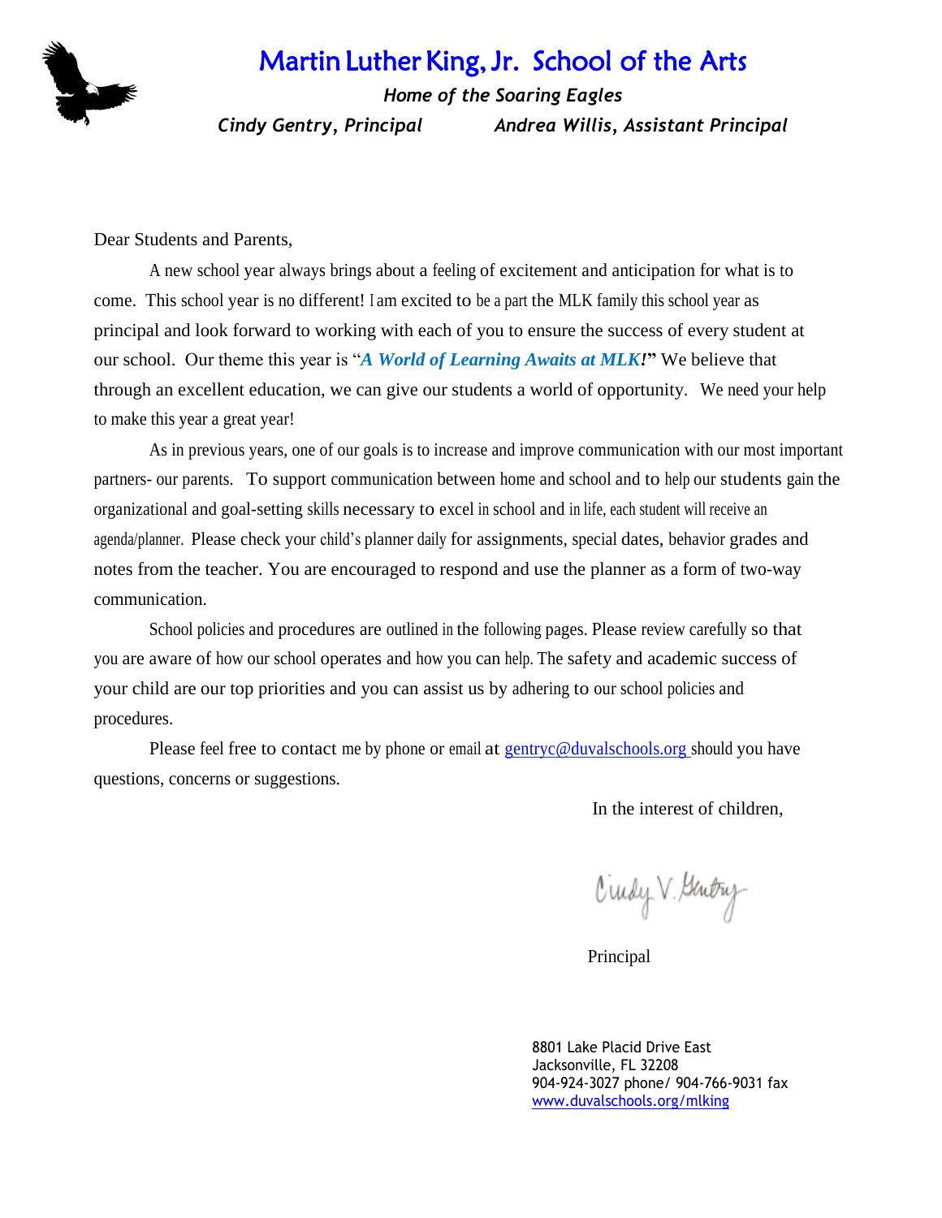# Martin Luther King, Jr. School of the Arts

*Home of the Soaring Eagles*

*Cindy Gentry, Principal* *Andrea Willis, Assistant Principal*

Dear Students and Parents,

A new school year always brings about a feeling of excitement and anticipation for what is to come. This school year is no different! I am excited to be a part the MLK family this school year as principal and look forward to working with each of you to ensure the success of every student at our school. Our theme this year is "***A World of Learning Awaits at MLK!***" We believe that through an excellent education, we can give our students a world of opportunity. We need your help to make this year a great year!

As in previous years, one of our goals is to increase and improve communication with our most important partners- our parents. To support communication between home and school and to help our students gain the organizational and goal-setting skills necessary to excel in school and in life, each student will receive an agenda/planner. Please check your child's planner daily for assignments, special dates, behavior grades and notes from the teacher. You are encouraged to respond and use the planner as a form of two-way communication.

School policies and procedures are outlined in the following pages. Please review carefully so that you are aware of how our school operates and how you can help. The safety and academic success of your child are our top priorities and you can assist us by adhering to our school policies and procedures.

Please feel free to contact me by phone or email at gentryc@duvalschools.org should you have questions, concerns or suggestions.

In the interest of children,

Cindy V. Gentry

Principal

8801 Lake Placid Drive East
Jacksonville, FL 32208
904-924-3027 phone/ 904-766-9031 fax
www.duvalschools.org/mlking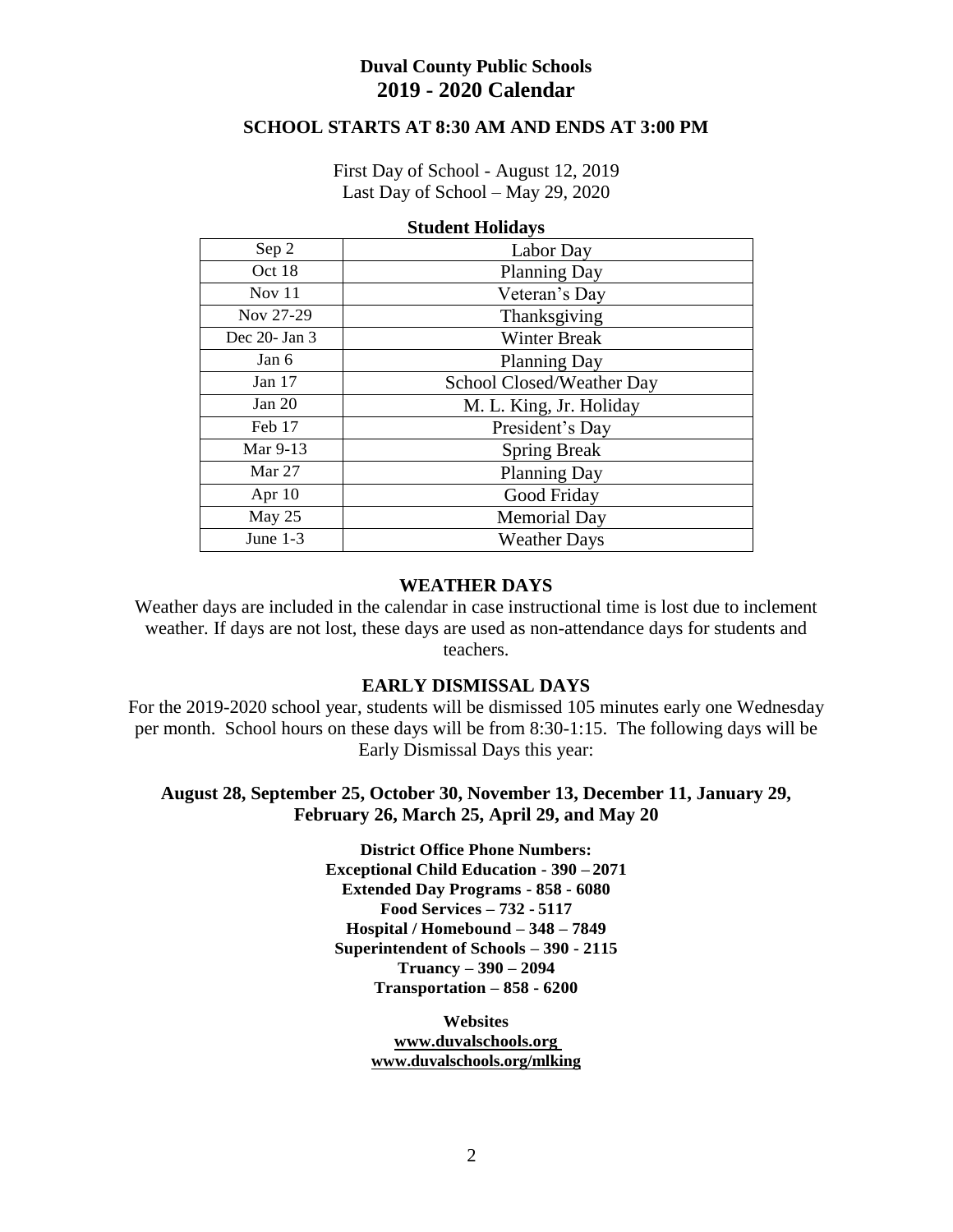# Duval County Public Schools
# 2019 - 2020 Calendar

### SCHOOL STARTS AT 8:30 AM AND ENDS AT 3:00 PM

First Day of School - August 12, 2019
Last Day of School – May 29, 2020

**Student Holidays**

| | |
|---|---|
| Sep 2 | Labor Day |
| Oct 18 | Planning Day |
| Nov 11 | Veteran's Day |
| Nov 27-29 | Thanksgiving |
| Dec 20- Jan 3 | Winter Break |
| Jan 6 | Planning Day |
| Jan 17 | School Closed/Weather Day |
| Jan 20 | M. L. King, Jr. Holiday |
| Feb 17 | President's Day |
| Mar 9-13 | Spring Break |
| Mar 27 | Planning Day |
| Apr 10 | Good Friday |
| May 25 | Memorial Day |
| June 1-3 | Weather Days |

### WEATHER DAYS

Weather days are included in the calendar in case instructional time is lost due to inclement weather. If days are not lost, these days are used as non-attendance days for students and teachers.

### EARLY DISMISSAL DAYS

For the 2019-2020 school year, students will be dismissed 105 minutes early one Wednesday per month. School hours on these days will be from 8:30-1:15. The following days will be Early Dismissal Days this year:

**August 28, September 25, October 30, November 13, December 11, January 29, February 26, March 25, April 29, and May 20**

**District Office Phone Numbers:**
**Exceptional Child Education - 390 – 2071**
**Extended Day Programs - 858 - 6080**
**Food Services – 732 - 5117**
**Hospital / Homebound – 348 – 7849**
**Superintendent of Schools – 390 - 2115**
**Truancy – 390 – 2094**
**Transportation – 858 - 6200**

**Websites**
**www.duvalschools.org**
**www.duvalschools.org/mlking**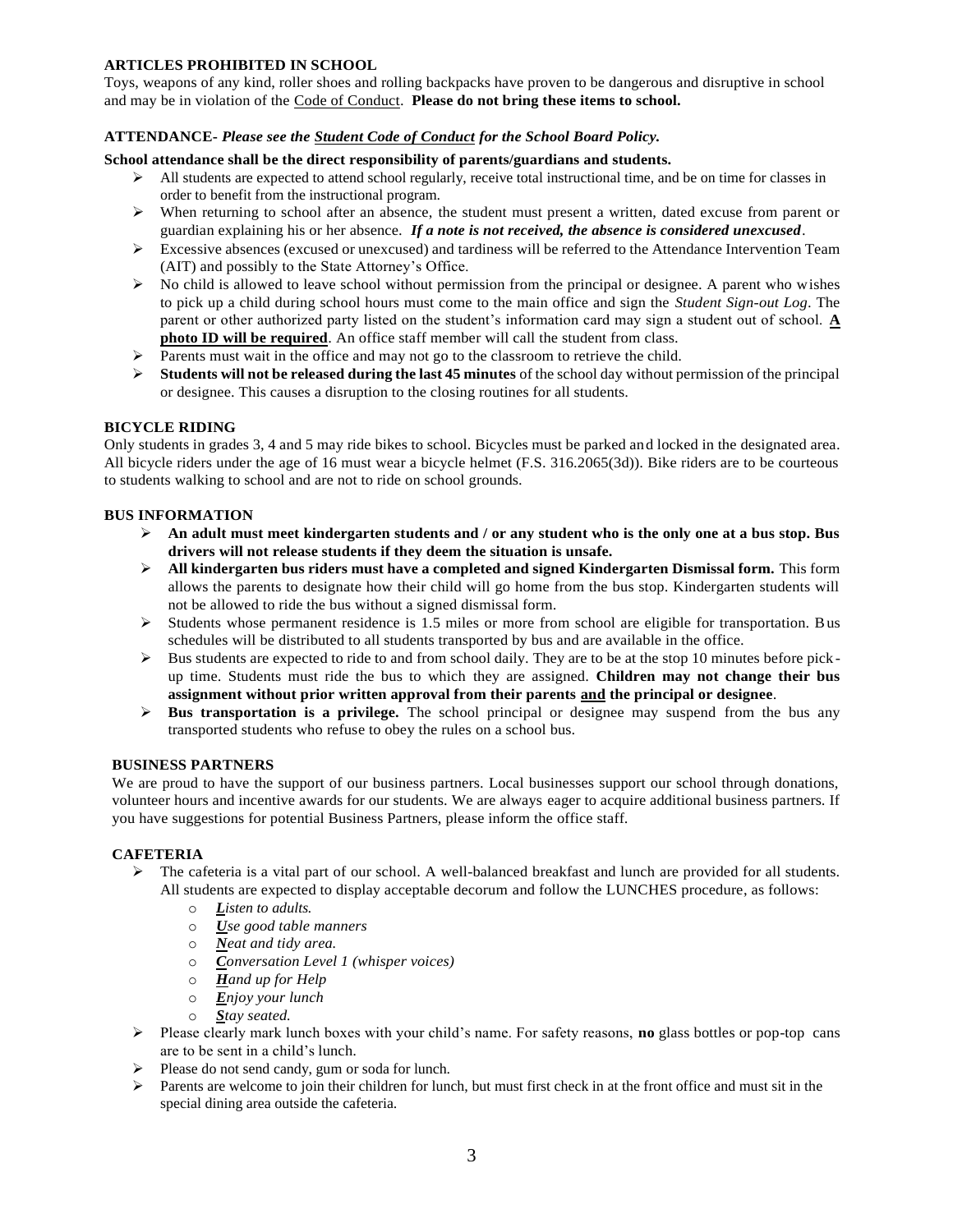**ARTICLES PROHIBITED IN SCHOOL**

Toys, weapons of any kind, roller shoes and rolling backpacks have proven to be dangerous and disruptive in school and may be in violation of the Code of Conduct. **Please do not bring these items to school.**

**ATTENDANCE-** ***Please see the Student Code of Conduct for the School Board Policy.***

**School attendance shall be the direct responsibility of parents/guardians and students.**

- All students are expected to attend school regularly, receive total instructional time, and be on time for classes in order to benefit from the instructional program.
- When returning to school after an absence, the student must present a written, dated excuse from parent or guardian explaining his or her absence. ***If a note is not received, the absence is considered unexcused***.
- Excessive absences (excused or unexcused) and tardiness will be referred to the Attendance Intervention Team (AIT) and possibly to the State Attorney's Office.
- No child is allowed to leave school without permission from the principal or designee. A parent who wishes to pick up a child during school hours must come to the main office and sign the *Student Sign-out Log*. The parent or other authorized party listed on the student's information card may sign a student out of school. **A photo ID will be required**. An office staff member will call the student from class.
- Parents must wait in the office and may not go to the classroom to retrieve the child.
- **Students will not be released during the last 45 minutes** of the school day without permission of the principal or designee. This causes a disruption to the closing routines for all students.

**BICYCLE RIDING**

Only students in grades 3, 4 and 5 may ride bikes to school. Bicycles must be parked and locked in the designated area. All bicycle riders under the age of 16 must wear a bicycle helmet (F.S. 316.2065(3d)). Bike riders are to be courteous to students walking to school and are not to ride on school grounds.

**BUS INFORMATION**

- **An adult must meet kindergarten students and / or any student who is the only one at a bus stop. Bus drivers will not release students if they deem the situation is unsafe.**
- **All kindergarten bus riders must have a completed and signed Kindergarten Dismissal form.** This form allows the parents to designate how their child will go home from the bus stop. Kindergarten students will not be allowed to ride the bus without a signed dismissal form.
- Students whose permanent residence is 1.5 miles or more from school are eligible for transportation. Bus schedules will be distributed to all students transported by bus and are available in the office.
- Bus students are expected to ride to and from school daily. They are to be at the stop 10 minutes before pick-up time. Students must ride the bus to which they are assigned. **Children may not change their bus assignment without prior written approval from their parents and the principal or designee**.
- **Bus transportation is a privilege.** The school principal or designee may suspend from the bus any transported students who refuse to obey the rules on a school bus.

**BUSINESS PARTNERS**

We are proud to have the support of our business partners. Local businesses support our school through donations, volunteer hours and incentive awards for our students. We are always eager to acquire additional business partners. If you have suggestions for potential Business Partners, please inform the office staff.

**CAFETERIA**

- The cafeteria is a vital part of our school. A well-balanced breakfast and lunch are provided for all students. All students are expected to display acceptable decorum and follow the LUNCHES procedure, as follows:
  - ***L****isten to adults.*
  - ***U****se good table manners*
  - ***N****eat and tidy area.*
  - ***C****onversation Level 1 (whisper voices)*
  - ***H****and up for Help*
  - ***E****njoy your lunch*
  - ***S****tay seated.*
- Please clearly mark lunch boxes with your child's name. For safety reasons, **no** glass bottles or pop-top cans are to be sent in a child's lunch.
- Please do not send candy, gum or soda for lunch.
- Parents are welcome to join their children for lunch, but must first check in at the front office and must sit in the special dining area outside the cafeteria.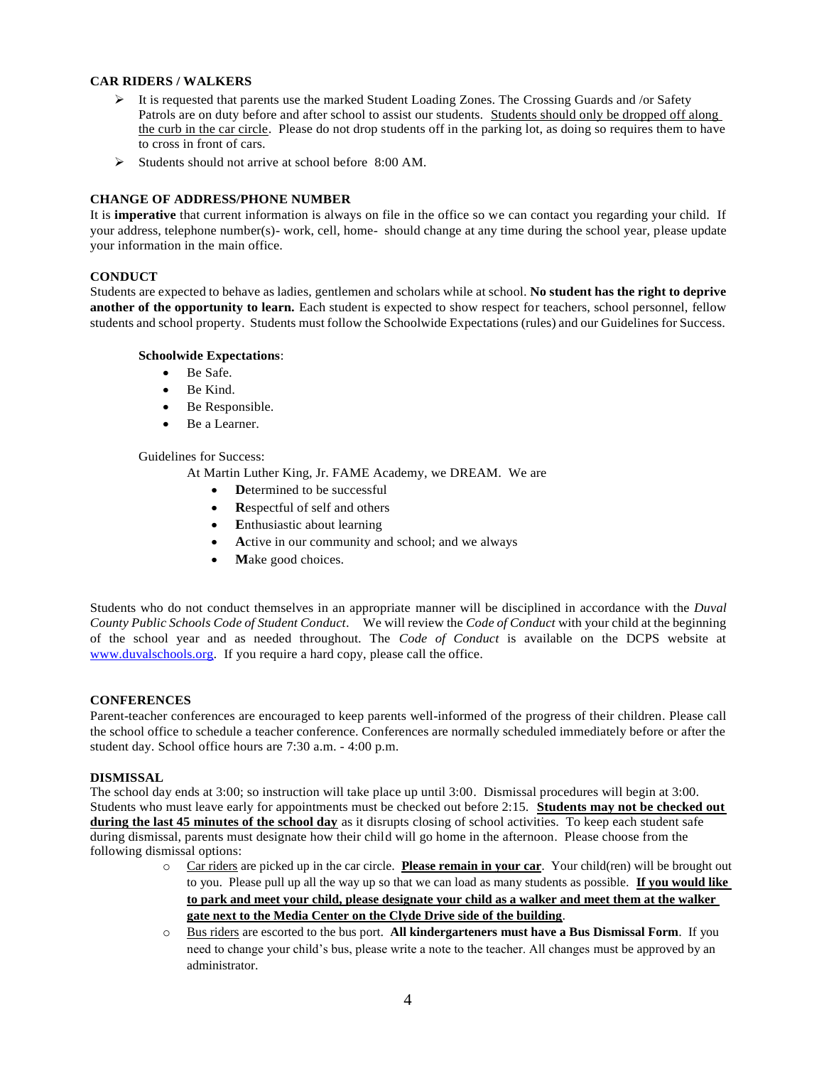**CAR RIDERS / WALKERS**

- It is requested that parents use the marked Student Loading Zones. The Crossing Guards and /or Safety Patrols are on duty before and after school to assist our students. <u>Students should only be dropped off along the curb in the car circle</u>. Please do not drop students off in the parking lot, as doing so requires them to have to cross in front of cars.
- Students should not arrive at school before 8:00 AM.

**CHANGE OF ADDRESS/PHONE NUMBER**

It is **imperative** that current information is always on file in the office so we can contact you regarding your child. If your address, telephone number(s)- work, cell, home- should change at any time during the school year, please update your information in the main office.

**CONDUCT**

Students are expected to behave as ladies, gentlemen and scholars while at school. **No student has the right to deprive another of the opportunity to learn.** Each student is expected to show respect for teachers, school personnel, fellow students and school property. Students must follow the Schoolwide Expectations (rules) and our Guidelines for Success.

**Schoolwide Expectations**:

- Be Safe.
- Be Kind.
- Be Responsible.
- Be a Learner.

Guidelines for Success:

At Martin Luther King, Jr. FAME Academy, we DREAM. We are

- **D**etermined to be successful
- **R**espectful of self and others
- **E**nthusiastic about learning
- **A**ctive in our community and school; and we always
- **M**ake good choices.

Students who do not conduct themselves in an appropriate manner will be disciplined in accordance with the *Duval County Public Schools Code of Student Conduct*. We will review the *Code of Conduct* with your child at the beginning of the school year and as needed throughout. The *Code of Conduct* is available on the DCPS website at www.duvalschools.org. If you require a hard copy, please call the office.

**CONFERENCES**

Parent-teacher conferences are encouraged to keep parents well-informed of the progress of their children. Please call the school office to schedule a teacher conference. Conferences are normally scheduled immediately before or after the student day. School office hours are 7:30 a.m. - 4:00 p.m.

**DISMISSAL**

The school day ends at 3:00; so instruction will take place up until 3:00. Dismissal procedures will begin at 3:00. Students who must leave early for appointments must be checked out before 2:15. **<u>Students may not be checked out during the last 45 minutes of the school day</u>** as it disrupts closing of school activities. To keep each student safe during dismissal, parents must designate how their child will go home in the afternoon. Please choose from the following dismissal options:

- <u>Car riders</u> are picked up in the car circle. **<u>Please remain in your car</u>**. Your child(ren) will be brought out to you. Please pull up all the way up so that we can load as many students as possible. **<u>If you would like to park and meet your child, please designate your child as a walker and meet them at the walker gate next to the Media Center on the Clyde Drive side of the building</u>**.
- <u>Bus riders</u> are escorted to the bus port. **All kindergarteners must have a Bus Dismissal Form**. If you need to change your child's bus, please write a note to the teacher. All changes must be approved by an administrator.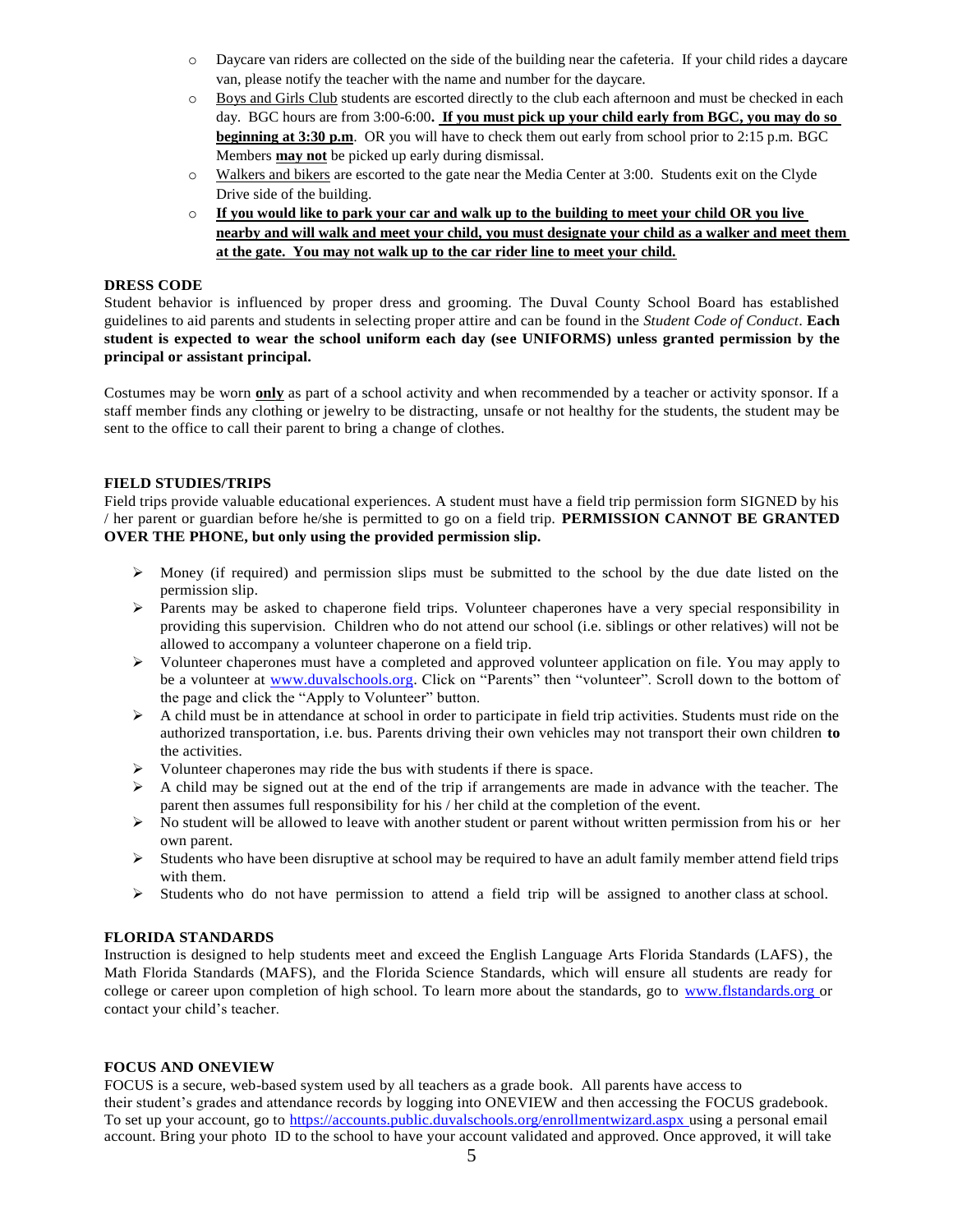- Daycare van riders are collected on the side of the building near the cafeteria. If your child rides a daycare van, please notify the teacher with the name and number for the daycare.
- Boys and Girls Club students are escorted directly to the club each afternoon and must be checked in each day. BGC hours are from 3:00-6:00. **If you must pick up your child early from BGC, you may do so beginning at 3:30 p.m**. OR you will have to check them out early from school prior to 2:15 p.m. BGC Members **may not** be picked up early during dismissal.
- Walkers and bikers are escorted to the gate near the Media Center at 3:00. Students exit on the Clyde Drive side of the building.
- **If you would like to park your car and walk up to the building to meet your child OR you live nearby and will walk and meet your child, you must designate your child as a walker and meet them at the gate. You may not walk up to the car rider line to meet your child.**

## DRESS CODE

Student behavior is influenced by proper dress and grooming. The Duval County School Board has established guidelines to aid parents and students in selecting proper attire and can be found in the *Student Code of Conduct*. **Each student is expected to wear the school uniform each day (see UNIFORMS) unless granted permission by the principal or assistant principal.**

Costumes may be worn **only** as part of a school activity and when recommended by a teacher or activity sponsor. If a staff member finds any clothing or jewelry to be distracting, unsafe or not healthy for the students, the student may be sent to the office to call their parent to bring a change of clothes.

## FIELD STUDIES/TRIPS

Field trips provide valuable educational experiences. A student must have a field trip permission form SIGNED by his / her parent or guardian before he/she is permitted to go on a field trip. **PERMISSION CANNOT BE GRANTED OVER THE PHONE, but only using the provided permission slip.**

- Money (if required) and permission slips must be submitted to the school by the due date listed on the permission slip.
- Parents may be asked to chaperone field trips. Volunteer chaperones have a very special responsibility in providing this supervision. Children who do not attend our school (i.e. siblings or other relatives) will not be allowed to accompany a volunteer chaperone on a field trip.
- Volunteer chaperones must have a completed and approved volunteer application on file. You may apply to be a volunteer at www.duvalschools.org. Click on "Parents" then "volunteer". Scroll down to the bottom of the page and click the "Apply to Volunteer" button.
- A child must be in attendance at school in order to participate in field trip activities. Students must ride on the authorized transportation, i.e. bus. Parents driving their own vehicles may not transport their own children **to** the activities.
- Volunteer chaperones may ride the bus with students if there is space.
- A child may be signed out at the end of the trip if arrangements are made in advance with the teacher. The parent then assumes full responsibility for his / her child at the completion of the event.
- No student will be allowed to leave with another student or parent without written permission from his or her own parent.
- Students who have been disruptive at school may be required to have an adult family member attend field trips with them.
- Students who do not have permission to attend a field trip will be assigned to another class at school.

## FLORIDA STANDARDS

Instruction is designed to help students meet and exceed the English Language Arts Florida Standards (LAFS), the Math Florida Standards (MAFS), and the Florida Science Standards, which will ensure all students are ready for college or career upon completion of high school. To learn more about the standards, go to www.flstandards.org or contact your child's teacher.

## FOCUS AND ONEVIEW

FOCUS is a secure, web-based system used by all teachers as a grade book. All parents have access to their student's grades and attendance records by logging into ONEVIEW and then accessing the FOCUS gradebook. To set up your account, go to https://accounts.public.duvalschools.org/enrollmentwizard.aspx using a personal email account. Bring your photo ID to the school to have your account validated and approved. Once approved, it will take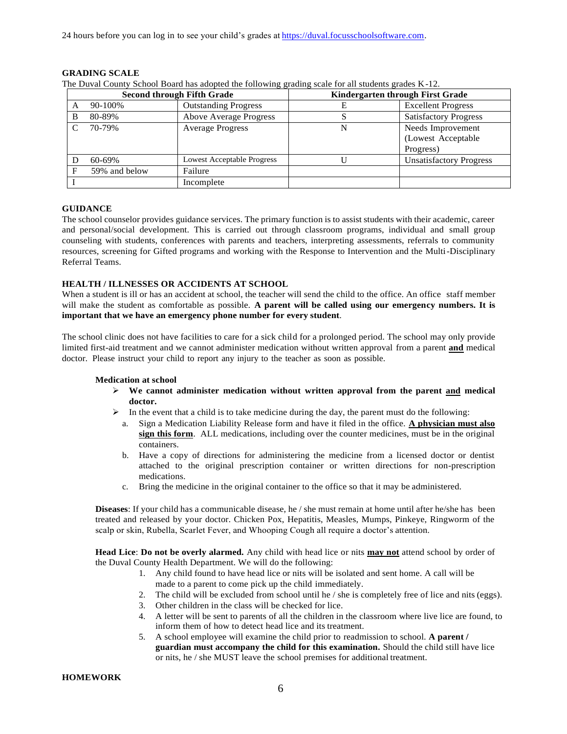24 hours before you can log in to see your child's grades at https://duval.focusschoolsoftware.com.

## GRADING SCALE

The Duval County School Board has adopted the following grading scale for all students grades K-12.

| Second through Fifth Grade | | | Kindergarten through First Grade | |
|---|---|---|---|---|
| A | 90-100% | Outstanding Progress | E | Excellent Progress |
| B | 80-89% | Above Average Progress | S | Satisfactory Progress |
| C | 70-79% | Average Progress | N | Needs Improvement (Lowest Acceptable Progress) |
| D | 60-69% | Lowest Acceptable Progress | U | Unsatisfactory Progress |
| F | 59% and below | Failure | | |
| I | | Incomplete | | |

## GUIDANCE

The school counselor provides guidance services. The primary function is to assist students with their academic, career and personal/social development. This is carried out through classroom programs, individual and small group counseling with students, conferences with parents and teachers, interpreting assessments, referrals to community resources, screening for Gifted programs and working with the Response to Intervention and the Multi-Disciplinary Referral Teams.

## HEALTH / ILLNESSES OR ACCIDENTS AT SCHOOL

When a student is ill or has an accident at school, the teacher will send the child to the office. An office staff member will make the student as comfortable as possible. **A parent will be called using our emergency numbers. It is important that we have an emergency phone number for every student**.

The school clinic does not have facilities to care for a sick child for a prolonged period. The school may only provide limited first-aid treatment and we cannot administer medication without written approval from a parent **and** medical doctor. Please instruct your child to report any injury to the teacher as soon as possible.

### Medication at school

- **We cannot administer medication without written approval from the parent and medical doctor.**
- In the event that a child is to take medicine during the day, the parent must do the following:
  a. Sign a Medication Liability Release form and have it filed in the office. **A physician must also sign this form**. ALL medications, including over the counter medicines, must be in the original containers.
  b. Have a copy of directions for administering the medicine from a licensed doctor or dentist attached to the original prescription container or written directions for non-prescription medications.
  c. Bring the medicine in the original container to the office so that it may be administered.

**Diseases**: If your child has a communicable disease, he / she must remain at home until after he/she has been treated and released by your doctor. Chicken Pox, Hepatitis, Measles, Mumps, Pinkeye, Ringworm of the scalp or skin, Rubella, Scarlet Fever, and Whooping Cough all require a doctor's attention.

**Head Lice**: **Do not be overly alarmed.** Any child with head lice or nits **may not** attend school by order of the Duval County Health Department. We will do the following:

1. Any child found to have head lice or nits will be isolated and sent home. A call will be made to a parent to come pick up the child immediately.
2. The child will be excluded from school until he / she is completely free of lice and nits (eggs).
3. Other children in the class will be checked for lice.
4. A letter will be sent to parents of all the children in the classroom where live lice are found, to inform them of how to detect head lice and its treatment.
5. A school employee will examine the child prior to readmission to school. **A parent / guardian must accompany the child for this examination.** Should the child still have lice or nits, he / she MUST leave the school premises for additional treatment.

## HOMEWORK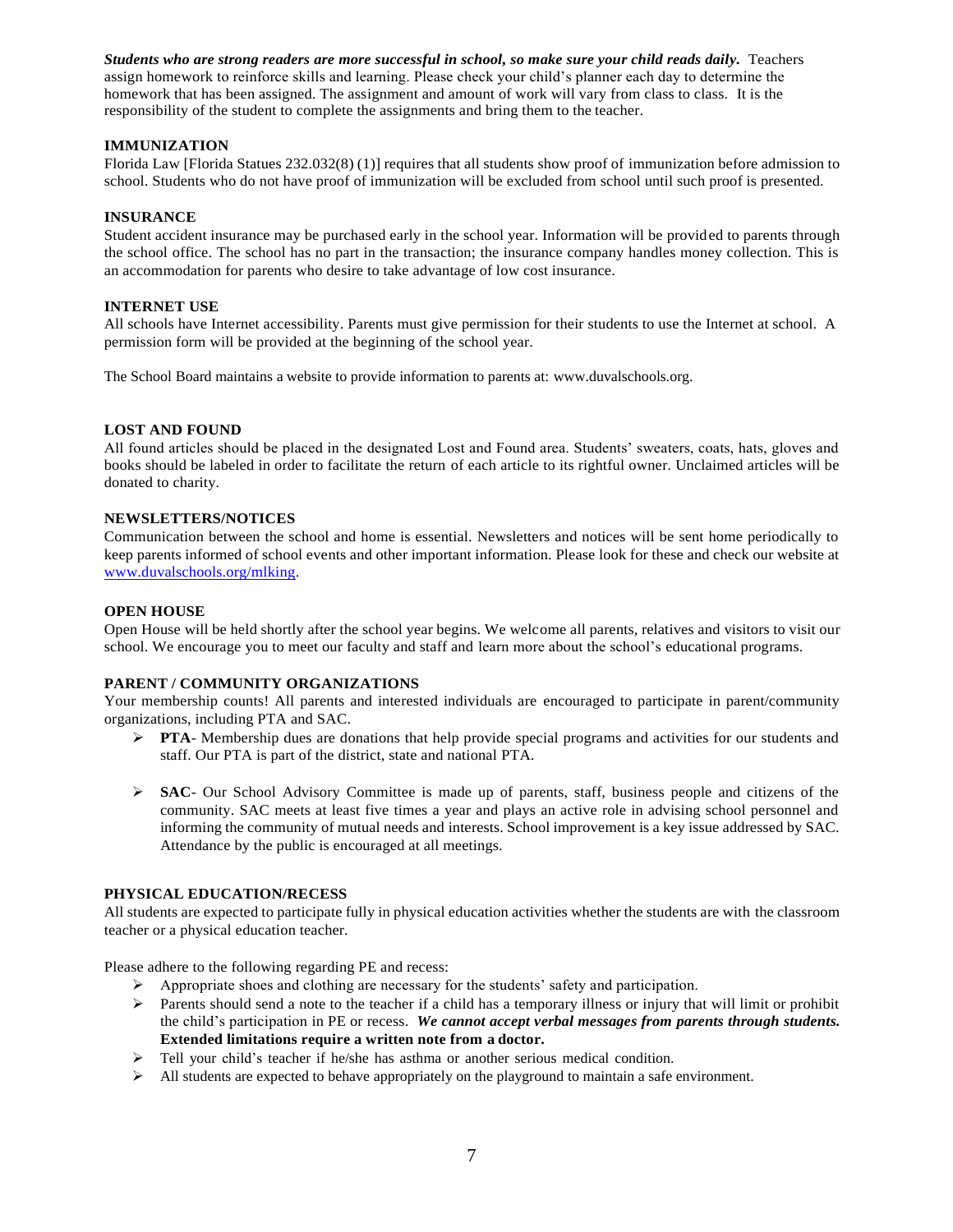***Students who are strong readers are more successful in school, so make sure your child reads daily.*** Teachers assign homework to reinforce skills and learning. Please check your child's planner each day to determine the homework that has been assigned. The assignment and amount of work will vary from class to class. It is the responsibility of the student to complete the assignments and bring them to the teacher.

### IMMUNIZATION

Florida Law [Florida Statues 232.032(8) (1)] requires that all students show proof of immunization before admission to school. Students who do not have proof of immunization will be excluded from school until such proof is presented.

### INSURANCE

Student accident insurance may be purchased early in the school year. Information will be provided to parents through the school office. The school has no part in the transaction; the insurance company handles money collection. This is an accommodation for parents who desire to take advantage of low cost insurance.

### INTERNET USE

All schools have Internet accessibility. Parents must give permission for their students to use the Internet at school. A permission form will be provided at the beginning of the school year.

The School Board maintains a website to provide information to parents at: www.duvalschools.org.

### LOST AND FOUND

All found articles should be placed in the designated Lost and Found area. Students' sweaters, coats, hats, gloves and books should be labeled in order to facilitate the return of each article to its rightful owner. Unclaimed articles will be donated to charity.

### NEWSLETTERS/NOTICES

Communication between the school and home is essential. Newsletters and notices will be sent home periodically to keep parents informed of school events and other important information. Please look for these and check our website at [www.duvalschools.org/mlking](www.duvalschools.org/mlking).

### OPEN HOUSE

Open House will be held shortly after the school year begins. We welcome all parents, relatives and visitors to visit our school. We encourage you to meet our faculty and staff and learn more about the school's educational programs.

### PARENT / COMMUNITY ORGANIZATIONS

Your membership counts! All parents and interested individuals are encouraged to participate in parent/community organizations, including PTA and SAC.

- **PTA**- Membership dues are donations that help provide special programs and activities for our students and staff. Our PTA is part of the district, state and national PTA.
- **SAC**- Our School Advisory Committee is made up of parents, staff, business people and citizens of the community. SAC meets at least five times a year and plays an active role in advising school personnel and informing the community of mutual needs and interests. School improvement is a key issue addressed by SAC. Attendance by the public is encouraged at all meetings.

### PHYSICAL EDUCATION/RECESS

All students are expected to participate fully in physical education activities whether the students are with the classroom teacher or a physical education teacher.

Please adhere to the following regarding PE and recess:

- Appropriate shoes and clothing are necessary for the students' safety and participation.
- Parents should send a note to the teacher if a child has a temporary illness or injury that will limit or prohibit the child's participation in PE or recess. ***We cannot accept verbal messages from parents through students.*** **Extended limitations require a written note from a doctor.**
- Tell your child's teacher if he/she has asthma or another serious medical condition.
- All students are expected to behave appropriately on the playground to maintain a safe environment.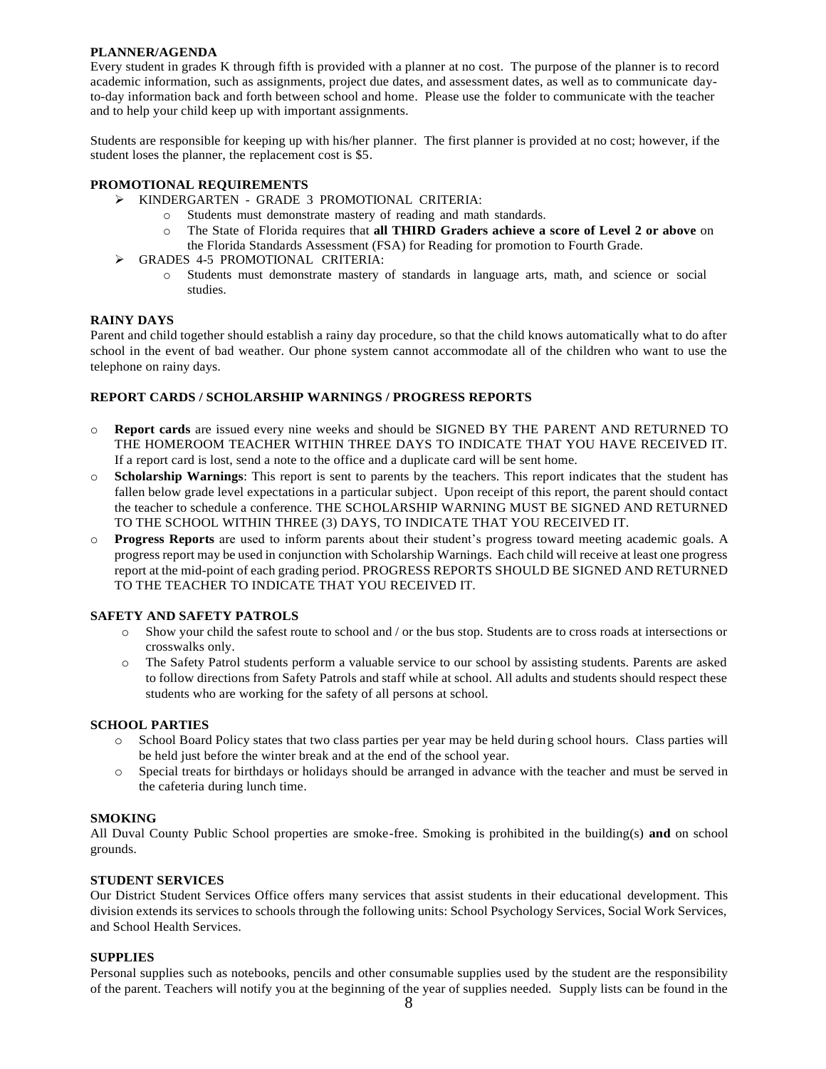## PLANNER/AGENDA

Every student in grades K through fifth is provided with a planner at no cost. The purpose of the planner is to record academic information, such as assignments, project due dates, and assessment dates, as well as to communicate day-to-day information back and forth between school and home. Please use the folder to communicate with the teacher and to help your child keep up with important assignments.

Students are responsible for keeping up with his/her planner. The first planner is provided at no cost; however, if the student loses the planner, the replacement cost is $5.

## PROMOTIONAL REQUIREMENTS

- KINDERGARTEN - GRADE 3 PROMOTIONAL CRITERIA:
  - Students must demonstrate mastery of reading and math standards.
  - The State of Florida requires that **all THIRD Graders achieve a score of Level 2 or above** on the Florida Standards Assessment (FSA) for Reading for promotion to Fourth Grade.
- GRADES 4-5 PROMOTIONAL CRITERIA:
  - Students must demonstrate mastery of standards in language arts, math, and science or social studies.

## RAINY DAYS

Parent and child together should establish a rainy day procedure, so that the child knows automatically what to do after school in the event of bad weather. Our phone system cannot accommodate all of the children who want to use the telephone on rainy days.

## REPORT CARDS / SCHOLARSHIP WARNINGS / PROGRESS REPORTS

- **Report cards** are issued every nine weeks and should be SIGNED BY THE PARENT AND RETURNED TO THE HOMEROOM TEACHER WITHIN THREE DAYS TO INDICATE THAT YOU HAVE RECEIVED IT. If a report card is lost, send a note to the office and a duplicate card will be sent home.
- **Scholarship Warnings**: This report is sent to parents by the teachers. This report indicates that the student has fallen below grade level expectations in a particular subject. Upon receipt of this report, the parent should contact the teacher to schedule a conference. THE SCHOLARSHIP WARNING MUST BE SIGNED AND RETURNED TO THE SCHOOL WITHIN THREE (3) DAYS, TO INDICATE THAT YOU RECEIVED IT.
- **Progress Reports** are used to inform parents about their student's progress toward meeting academic goals. A progress report may be used in conjunction with Scholarship Warnings. Each child will receive at least one progress report at the mid-point of each grading period. PROGRESS REPORTS SHOULD BE SIGNED AND RETURNED TO THE TEACHER TO INDICATE THAT YOU RECEIVED IT.

## SAFETY AND SAFETY PATROLS

- Show your child the safest route to school and / or the bus stop. Students are to cross roads at intersections or crosswalks only.
- The Safety Patrol students perform a valuable service to our school by assisting students. Parents are asked to follow directions from Safety Patrols and staff while at school. All adults and students should respect these students who are working for the safety of all persons at school.

## SCHOOL PARTIES

- School Board Policy states that two class parties per year may be held during school hours. Class parties will be held just before the winter break and at the end of the school year.
- Special treats for birthdays or holidays should be arranged in advance with the teacher and must be served in the cafeteria during lunch time.

## SMOKING

All Duval County Public School properties are smoke-free. Smoking is prohibited in the building(s) **and** on school grounds.

## STUDENT SERVICES

Our District Student Services Office offers many services that assist students in their educational development. This division extends its services to schools through the following units: School Psychology Services, Social Work Services, and School Health Services.

## SUPPLIES

Personal supplies such as notebooks, pencils and other consumable supplies used by the student are the responsibility of the parent. Teachers will notify you at the beginning of the year of supplies needed. Supply lists can be found in the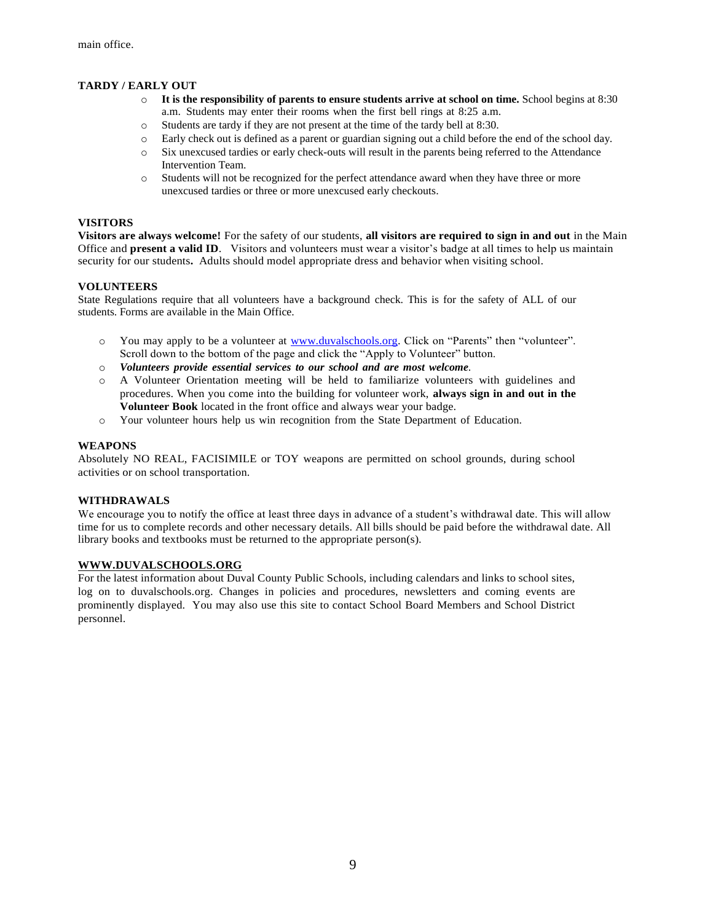main office.

### TARDY / EARLY OUT

- **It is the responsibility of parents to ensure students arrive at school on time.** School begins at 8:30 a.m. Students may enter their rooms when the first bell rings at 8:25 a.m.
- Students are tardy if they are not present at the time of the tardy bell at 8:30.
- Early check out is defined as a parent or guardian signing out a child before the end of the school day.
- Six unexcused tardies or early check-outs will result in the parents being referred to the Attendance Intervention Team.
- Students will not be recognized for the perfect attendance award when they have three or more unexcused tardies or three or more unexcused early checkouts.

### VISITORS

**Visitors are always welcome!** For the safety of our students, **all visitors are required to sign in and out** in the Main Office and **present a valid ID**. Visitors and volunteers must wear a visitor's badge at all times to help us maintain security for our students**.** Adults should model appropriate dress and behavior when visiting school.

### VOLUNTEERS

State Regulations require that all volunteers have a background check. This is for the safety of ALL of our students. Forms are available in the Main Office.

- You may apply to be a volunteer at [www.duvalschools.org](http://www.duvalschools.org). Click on "Parents" then "volunteer". Scroll down to the bottom of the page and click the "Apply to Volunteer" button.
- ***Volunteers provide essential services to our school and are most welcome***.
- A Volunteer Orientation meeting will be held to familiarize volunteers with guidelines and procedures. When you come into the building for volunteer work, **always sign in and out in the Volunteer Book** located in the front office and always wear your badge.
- Your volunteer hours help us win recognition from the State Department of Education.

### WEAPONS

Absolutely NO REAL, FACISIMILE or TOY weapons are permitted on school grounds, during school activities or on school transportation.

### WITHDRAWALS

We encourage you to notify the office at least three days in advance of a student's withdrawal date. This will allow time for us to complete records and other necessary details. All bills should be paid before the withdrawal date. All library books and textbooks must be returned to the appropriate person(s).

### WWW.DUVALSCHOOLS.ORG

For the latest information about Duval County Public Schools, including calendars and links to school sites, log on to duvalschools.org. Changes in policies and procedures, newsletters and coming events are prominently displayed. You may also use this site to contact School Board Members and School District personnel.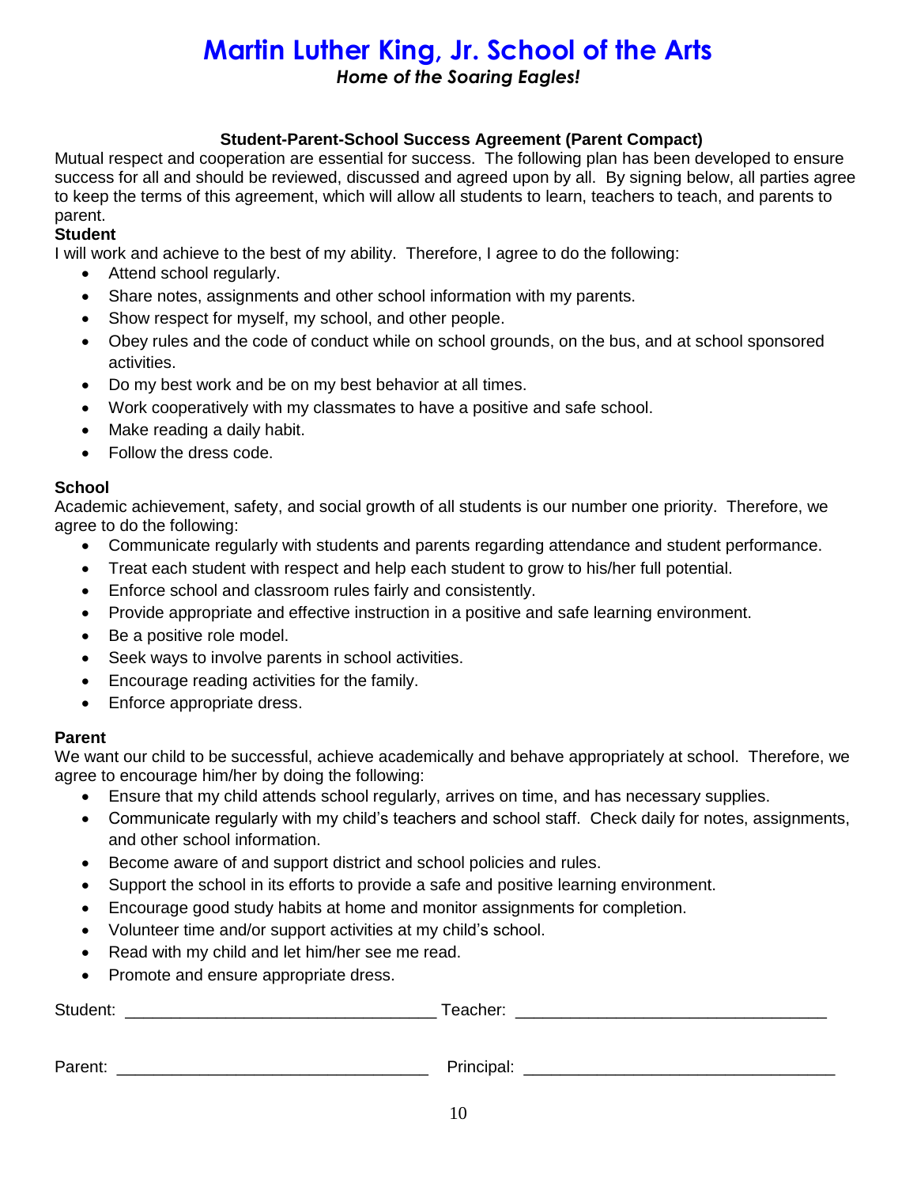# Martin Luther King, Jr. School of the Arts

*Home of the Soaring Eagles!*

## Student-Parent-School Success Agreement (Parent Compact)

Mutual respect and cooperation are essential for success. The following plan has been developed to ensure success for all and should be reviewed, discussed and agreed upon by all. By signing below, all parties agree to keep the terms of this agreement, which will allow all students to learn, teachers to teach, and parents to parent.

**Student**

I will work and achieve to the best of my ability. Therefore, I agree to do the following:

- Attend school regularly.
- Share notes, assignments and other school information with my parents.
- Show respect for myself, my school, and other people.
- Obey rules and the code of conduct while on school grounds, on the bus, and at school sponsored activities.
- Do my best work and be on my best behavior at all times.
- Work cooperatively with my classmates to have a positive and safe school.
- Make reading a daily habit.
- Follow the dress code.

**School**

Academic achievement, safety, and social growth of all students is our number one priority. Therefore, we agree to do the following:

- Communicate regularly with students and parents regarding attendance and student performance.
- Treat each student with respect and help each student to grow to his/her full potential.
- Enforce school and classroom rules fairly and consistently.
- Provide appropriate and effective instruction in a positive and safe learning environment.
- Be a positive role model.
- Seek ways to involve parents in school activities.
- Encourage reading activities for the family.
- Enforce appropriate dress.

**Parent**

We want our child to be successful, achieve academically and behave appropriately at school. Therefore, we agree to encourage him/her by doing the following:

- Ensure that my child attends school regularly, arrives on time, and has necessary supplies.
- Communicate regularly with my child's teachers and school staff. Check daily for notes, assignments, and other school information.
- Become aware of and support district and school policies and rules.
- Support the school in its efforts to provide a safe and positive learning environment.
- Encourage good study habits at home and monitor assignments for completion.
- Volunteer time and/or support activities at my child's school.
- Read with my child and let him/her see me read.
- Promote and ensure appropriate dress.

Student: ________________________________ Teacher: ________________________________

Parent: ________________________________ Principal: ________________________________